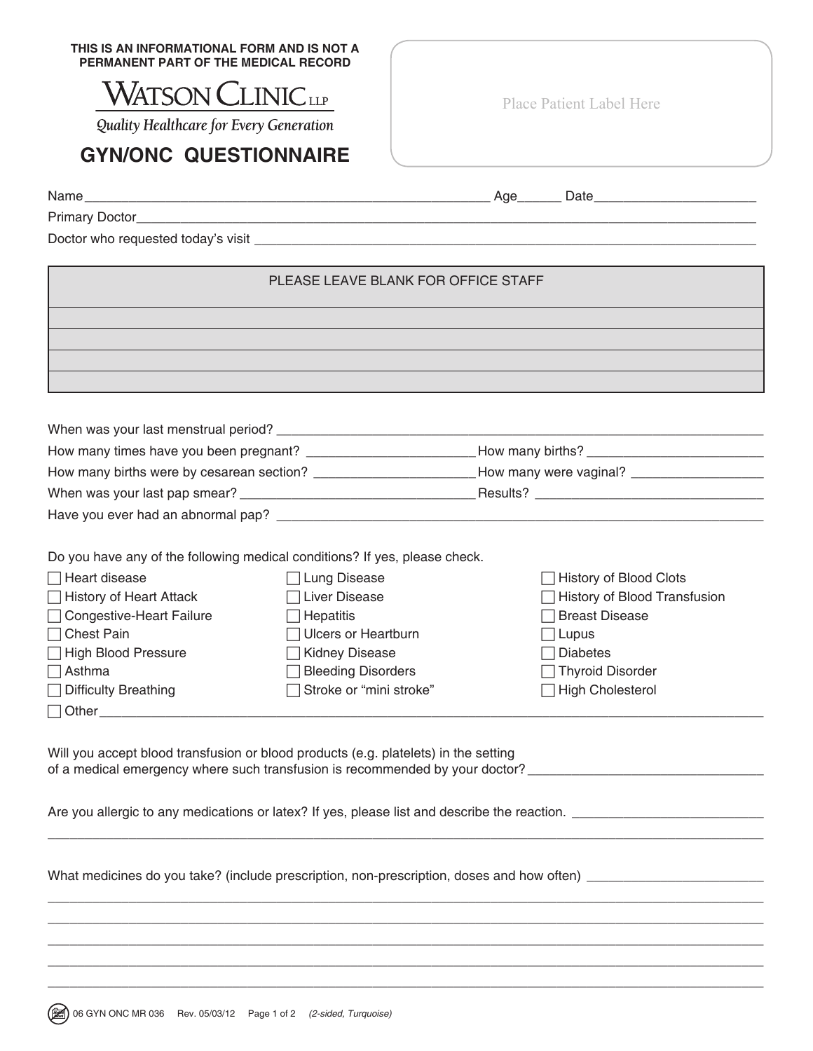**THIS IS AN INFORMATIONAL FORM AND IS NOT A PERMANENT PART OF THE MEDICAL RECORD**

WATSON CLINIC LLP

*Quality Healthcare for Every Generation*

# GYN/ONC QUESTIONNAIRE

Place Patient Label Here

Name ________________________________________ Age______ Date____________________

Primary Doctor__________________________________________________________________

Doctor who requested today's visit ________________________________________________

| PLEASE LEAVE BLANK FOR OFFICE STAFF |
|---|
| |
| |
| |
| |

When was your last menstrual period? ________________________________________________

How many times have you been pregnant? ____________________ How many births? ____________________

How many births were by cesarean section? ____________________ How many were vaginal? ____________________

When was your last pap smear? ____________________ Results? ____________________

Have you ever had an abnormal pap? ________________________________________________

Do you have any of the following medical conditions? If yes, please check.

- ☐ Heart disease
- ☐ History of Heart Attack
- ☐ Congestive-Heart Failure
- ☐ Chest Pain
- ☐ High Blood Pressure
- ☐ Asthma
- ☐ Difficulty Breathing
- ☐ Lung Disease
- ☐ Liver Disease
- ☐ Hepatitis
- ☐ Ulcers or Heartburn
- ☐ Kidney Disease
- ☐ Bleeding Disorders
- ☐ Stroke or "mini stroke"
- ☐ History of Blood Clots
- ☐ History of Blood Transfusion
- ☐ Breast Disease
- ☐ Lupus
- ☐ Diabetes
- ☐ Thyroid Disorder
- ☐ High Cholesterol
- ☐ Other________________________________________________

Will you accept blood transfusion or blood products (e.g. platelets) in the setting of a medical emergency where such transfusion is recommended by your doctor? ____________________

Are you allergic to any medications or latex? If yes, please list and describe the reaction. ____________________

________________________________________________________________________________

What medicines do you take? (include prescription, non-prescription, doses and how often) ____________________

________________________________________________________________________________

________________________________________________________________________________

________________________________________________________________________________

________________________________________________________________________________

________________________________________________________________________________

06 GYN ONC MR 036 Rev. 05/03/12 *(2-sided, Turquoise)*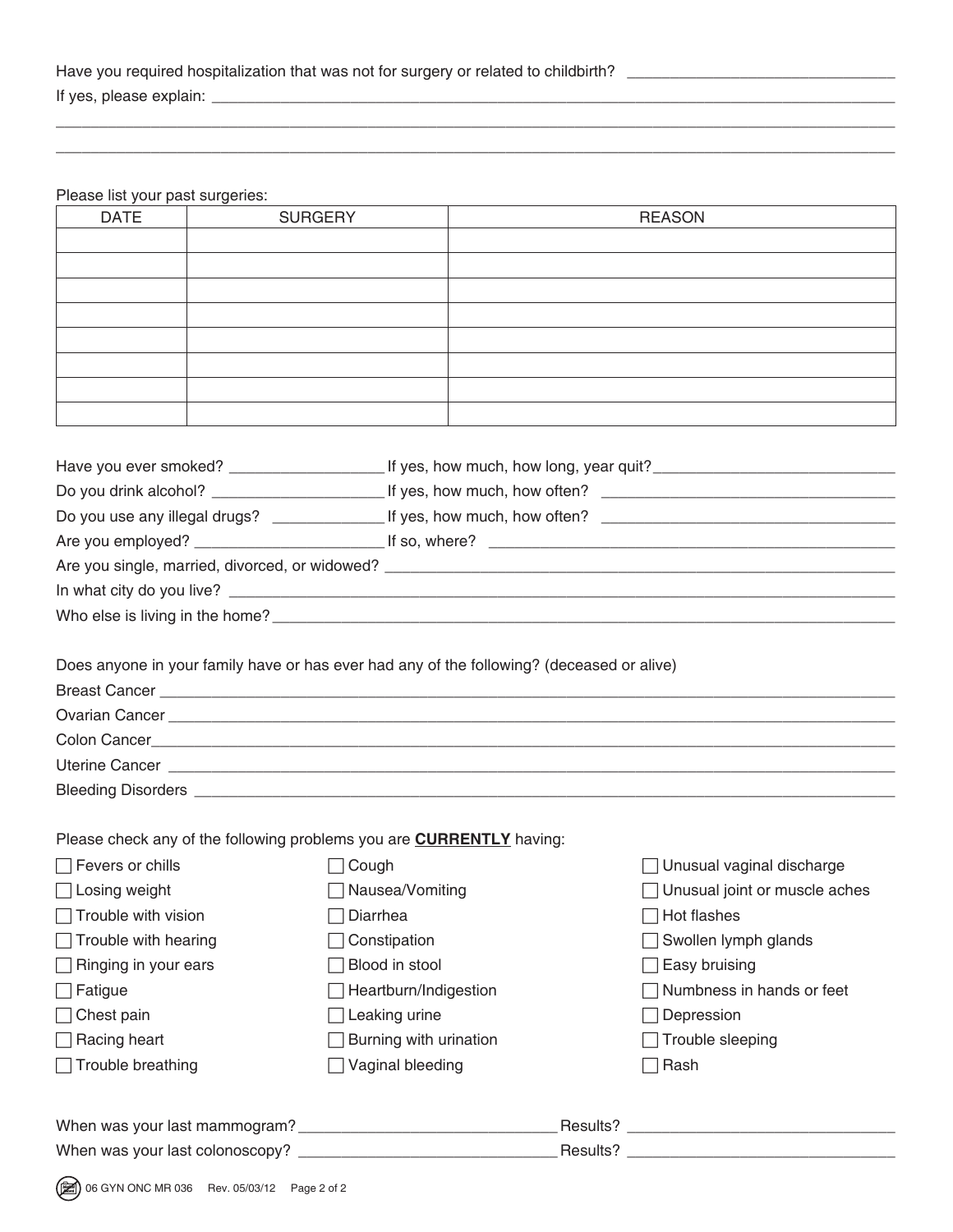Have you required hospitalization that was not for surgery or related to childbirth? ______________________________

If yes, please explain: ______________________________________________________________________________

______________________________________________________________________________________________

______________________________________________________________________________________________

Please list your past surgeries:

| DATE | SURGERY | REASON |
|---|---|---|
| | | |
| | | |
| | | |
| | | |
| | | |
| | | |
| | | |
| | | |

Have you ever smoked? _________________ If yes, how much, how long, year quit? ____________________________

Do you drink alcohol? ___________________ If yes, how much, how often? __________________________________

Do you use any illegal drugs? ____________ If yes, how much, how often? __________________________________

Are you employed? _____________________ If so, where? _______________________________________________

Are you single, married, divorced, or widowed? _____________________________________________________________

In what city do you live? _________________________________________________________________________________

Who else is living in the home? ____________________________________________________________________________

Does anyone in your family have or has ever had any of the following? (deceased or alive)

Breast Cancer ________________________________________________________________________________________

Ovarian Cancer _______________________________________________________________________________________

Colon Cancer _________________________________________________________________________________________

Uterine Cancer _______________________________________________________________________________________

Bleeding Disorders _____________________________________________________________________________________

Please check any of the following problems you are **CURRENTLY** having:

- ☐ Fevers or chills
- ☐ Losing weight
- ☐ Trouble with vision
- ☐ Trouble with hearing
- ☐ Ringing in your ears
- ☐ Fatigue
- ☐ Chest pain
- ☐ Racing heart
- ☐ Trouble breathing
- ☐ Cough
- ☐ Nausea/Vomiting
- ☐ Diarrhea
- ☐ Constipation
- ☐ Blood in stool
- ☐ Heartburn/Indigestion
- ☐ Leaking urine
- ☐ Burning with urination
- ☐ Vaginal bleeding
- ☐ Unusual vaginal discharge
- ☐ Unusual joint or muscle aches
- ☐ Hot flashes
- ☐ Swollen lymph glands
- ☐ Easy bruising
- ☐ Numbness in hands or feet
- ☐ Depression
- ☐ Trouble sleeping
- ☐ Rash

When was your last mammogram? ____________________________ Results? ______________________________

When was your last colonoscopy? ____________________________ Results? ______________________________

06 GYN ONC MR 036 Rev. 05/03/12